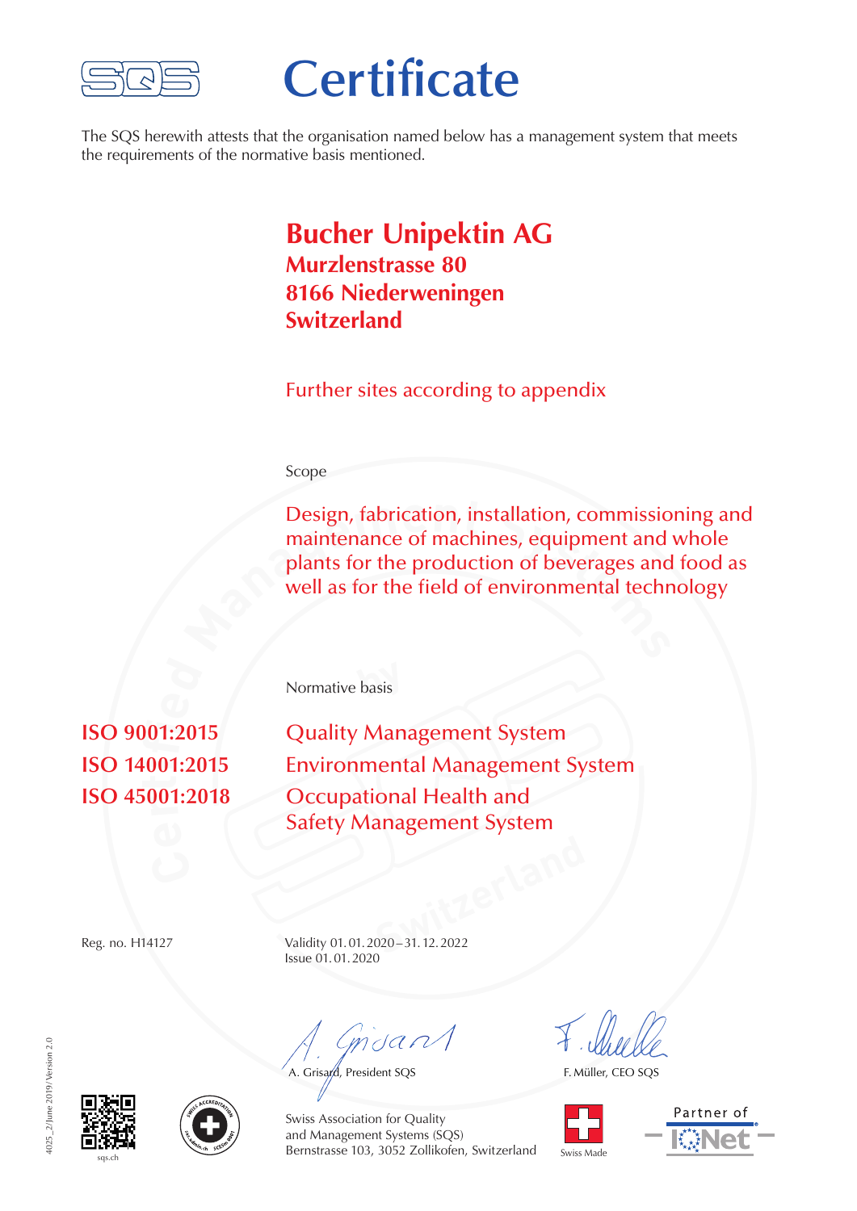# Certificate

The SQS herewith attests that the organisation named below has a management system that meets the requirements of the normative basis mentioned.

**Bucher Unipektin AG**
**Murzlenstrasse 80**
**8166 Niederweningen**
**Switzerland**

Further sites according to appendix

Scope

Design, fabrication, installation, commissioning and maintenance of machines, equipment and whole plants for the production of beverages and food as well as for the field of environmental technology

Normative basis

| | |
|---|---|
| ISO 9001:2015 | Quality Management System |
| ISO 14001:2015 | Environmental Management System |
| ISO 45001:2018 | Occupational Health and Safety Management System |

Reg. no. H14127

Validity 01. 01. 2020 – 31. 12. 2022
Issue 01. 01. 2020

A. Grisard, President SQS

F. Müller, CEO SQS

Swiss Association for Quality and Management Systems (SQS)
Bernstrasse 103, 3052 Zollikofen, Switzerland

sqs.ch

Swiss Made

Partner of IQNet

4025_2/June 2019/Version 2.0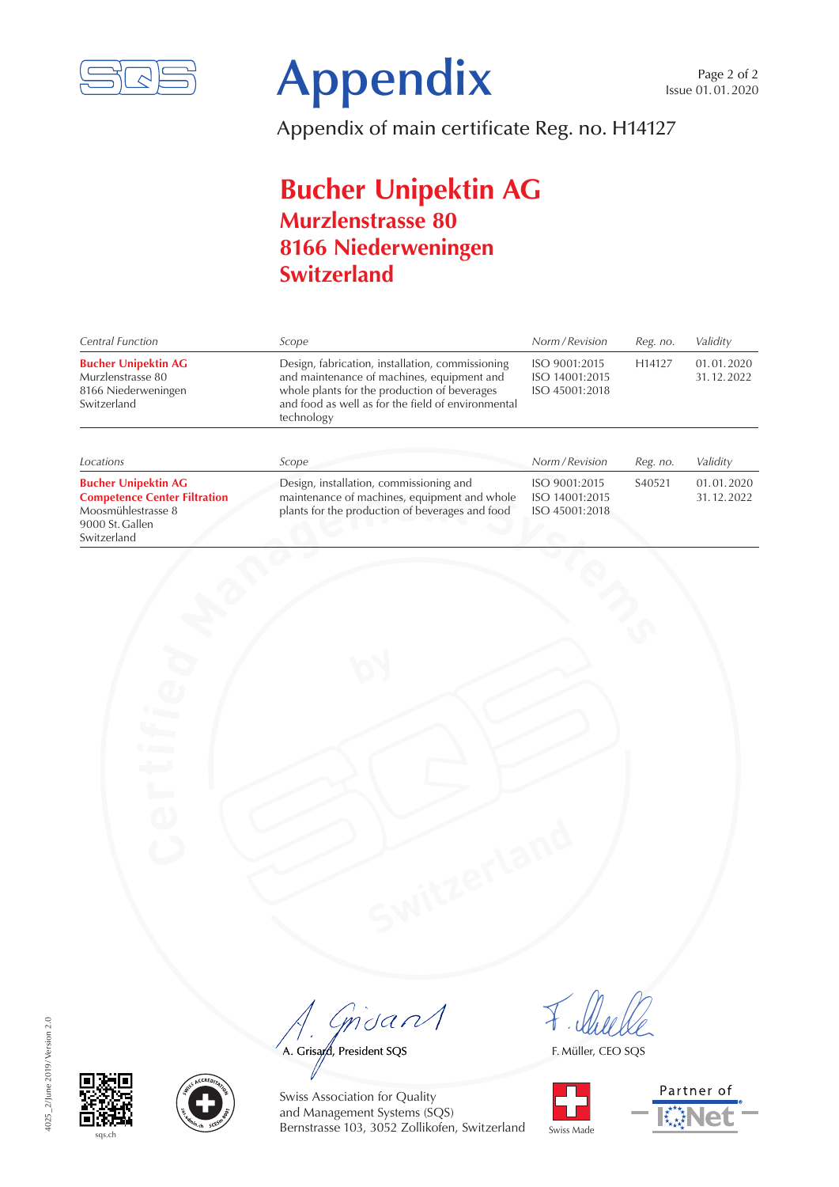# Appendix

Appendix of main certificate Reg. no. H14127

## Bucher Unipektin AG
### Murzlenstrasse 80
### 8166 Niederweningen
### Switzerland

| *Central Function* | *Scope* | *Norm / Revision* | *Reg. no.* | *Validity* |
|---|---|---|---|---|
| **Bucher Unipektin AG** Murzlenstrasse 80 8166 Niederweningen Switzerland | Design, fabrication, installation, commissioning and maintenance of machines, equipment and whole plants for the production of beverages and food as well as for the field of environmental technology | ISO 9001:2015 ISO 14001:2015 ISO 45001:2018 | H14127 | 01. 01. 2020 31. 12. 2022 |

| *Locations* | *Scope* | *Norm / Revision* | *Reg. no.* | *Validity* |
|---|---|---|---|---|
| **Bucher Unipektin AG Competence Center Filtration** Moosmühlestrasse 8 9000 St. Gallen Switzerland | Design, installation, commissioning and maintenance of machines, equipment and whole plants for the production of beverages and food | ISO 9001:2015 ISO 14001:2015 ISO 45001:2018 | S40521 | 01. 01. 2020 31. 12. 2022 |

A. Grisard, President SQS

F. Müller, CEO SQS

Swiss Association for Quality
and Management Systems (SQS)
Bernstrasse 103, 3052 Zollikofen, Switzerland

sqs.ch

Swiss Made

Partner of IQNet

4025_2/June 2019/Version 2.0